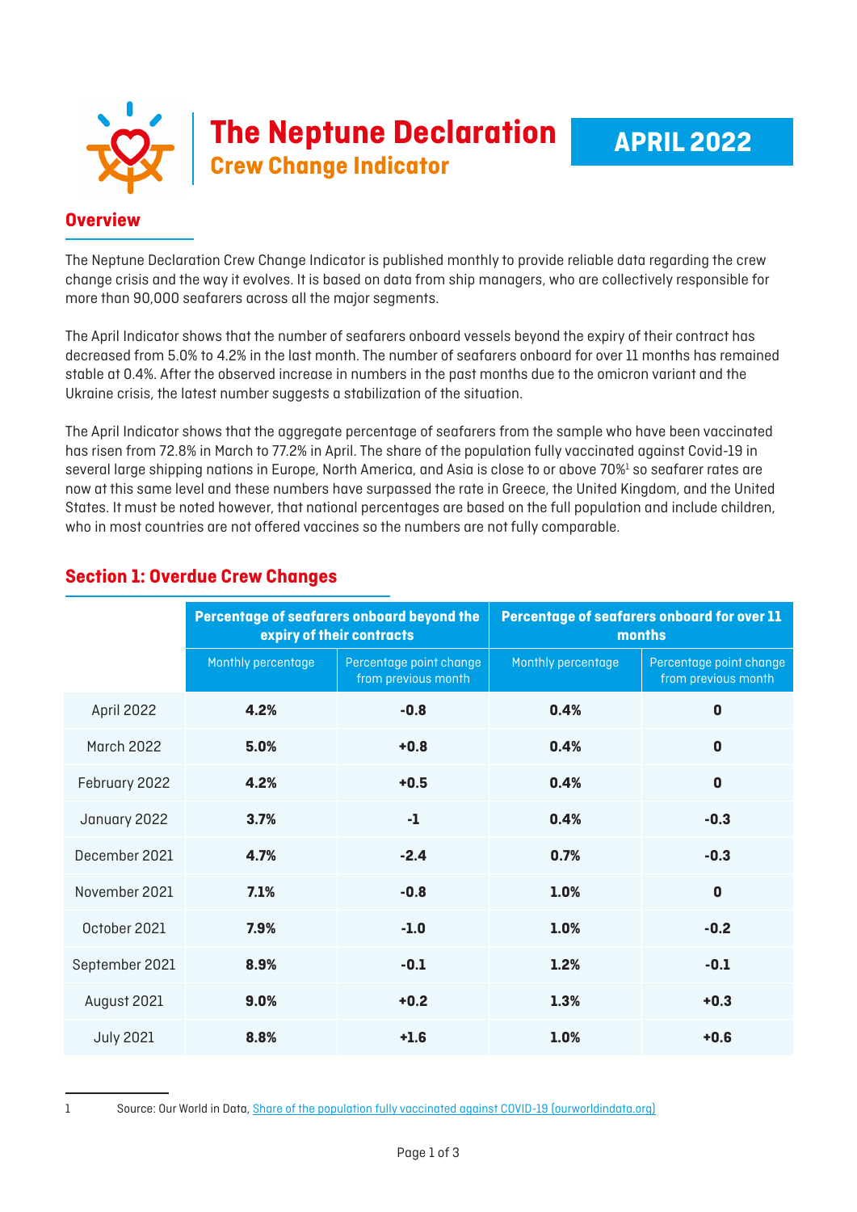# The Neptune Declaration
## Crew Change Indicator

**APRIL 2022**

## Overview

The Neptune Declaration Crew Change Indicator is published monthly to provide reliable data regarding the crew change crisis and the way it evolves. It is based on data from ship managers, who are collectively responsible for more than 90,000 seafarers across all the major segments.

The April Indicator shows that the number of seafarers onboard vessels beyond the expiry of their contract has decreased from 5.0% to 4.2% in the last month. The number of seafarers onboard for over 11 months has remained stable at 0.4%. After the observed increase in numbers in the past months due to the omicron variant and the Ukraine crisis, the latest number suggests a stabilization of the situation.

The April Indicator shows that the aggregate percentage of seafarers from the sample who have been vaccinated has risen from 72.8% in March to 77.2% in April. The share of the population fully vaccinated against Covid-19 in several large shipping nations in Europe, North America, and Asia is close to or above 70%[1] so seafarer rates are now at this same level and these numbers have surpassed the rate in Greece, the United Kingdom, and the United States. It must be noted however, that national percentages are based on the full population and include children, who in most countries are not offered vaccines so the numbers are not fully comparable.

## Section 1: Overdue Crew Changes

| | Percentage of seafarers onboard beyond the expiry of their contracts | | Percentage of seafarers onboard for over 11 months | |
|---|---|---|---|---|
| | Monthly percentage | Percentage point change from previous month | Monthly percentage | Percentage point change from previous month |
| April 2022 | **4.2%** | **-0.8** | **0.4%** | **0** |
| March 2022 | **5.0%** | **+0.8** | **0.4%** | **0** |
| February 2022 | **4.2%** | **+0.5** | **0.4%** | **0** |
| January 2022 | **3.7%** | **-1** | **0.4%** | **-0.3** |
| December 2021 | **4.7%** | **-2.4** | **0.7%** | **-0.3** |
| November 2021 | **7.1%** | **-0.8** | **1.0%** | **0** |
| October 2021 | **7.9%** | **-1.0** | **1.0%** | **-0.2** |
| September 2021 | **8.9%** | **-0.1** | **1.2%** | **-0.1** |
| August 2021 | **9.0%** | **+0.2** | **1.3%** | **+0.3** |
| July 2021 | **8.8%** | **+1.6** | **1.0%** | **+0.6** |

[1] Source: Our World in Data, Share of the population fully vaccinated against COVID-19 (ourworldindata.org)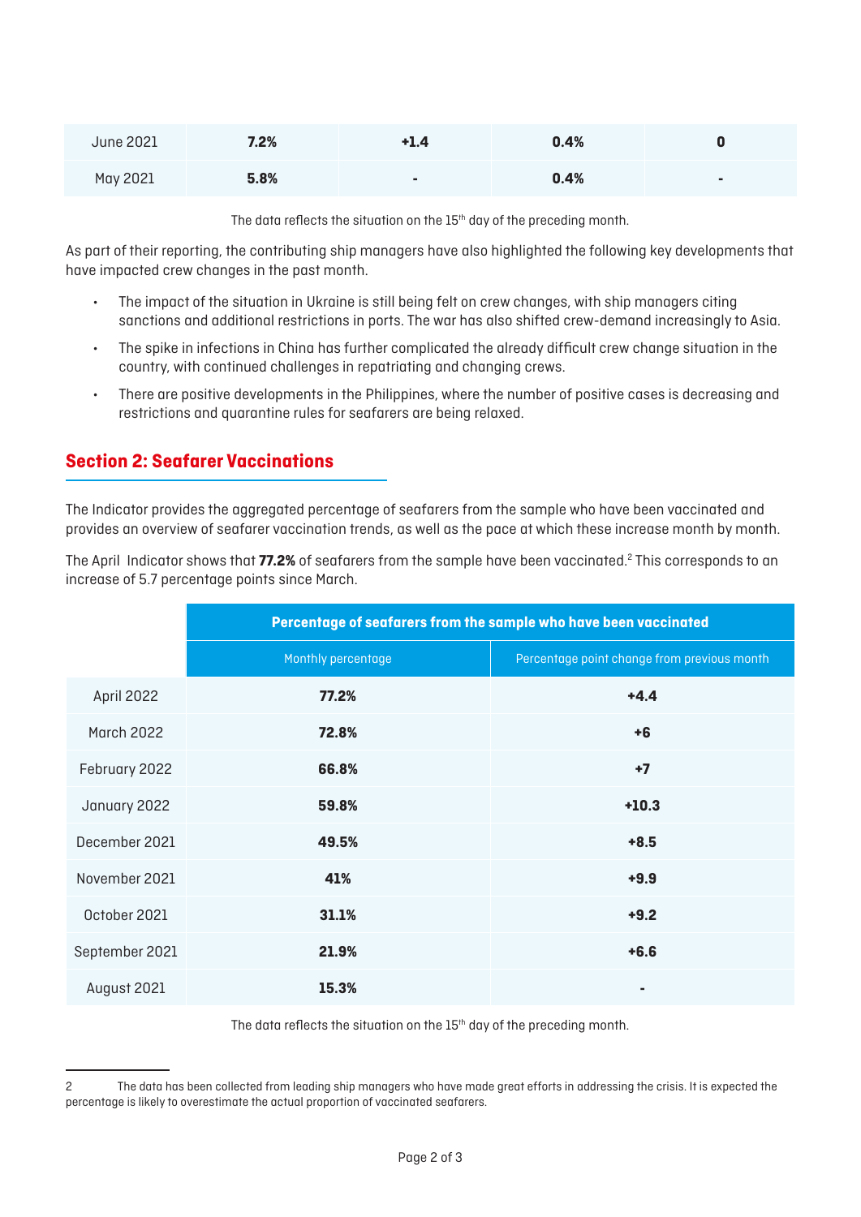| June 2021 | **7.2%** | **+1.4** | **0.4%** | **0** |
|---|---|---|---|---|
| May 2021 | **5.8%** | **-** | **0.4%** | **-** |

The data reflects the situation on the 15th day of the preceding month.

As part of their reporting, the contributing ship managers have also highlighted the following key developments that have impacted crew changes in the past month.

- The impact of the situation in Ukraine is still being felt on crew changes, with ship managers citing sanctions and additional restrictions in ports. The war has also shifted crew-demand increasingly to Asia.
- The spike in infections in China has further complicated the already difficult crew change situation in the country, with continued challenges in repatriating and changing crews.
- There are positive developments in the Philippines, where the number of positive cases is decreasing and restrictions and quarantine rules for seafarers are being relaxed.

## Section 2: Seafarer Vaccinations

The Indicator provides the aggregated percentage of seafarers from the sample who have been vaccinated and provides an overview of seafarer vaccination trends, as well as the pace at which these increase month by month.

The April Indicator shows that **77.2%** of seafarers from the sample have been vaccinated.[2] This corresponds to an increase of 5.7 percentage points since March.

| | **Percentage of seafarers from the sample who have been vaccinated** | |
|---|---|---|
| | Monthly percentage | Percentage point change from previous month |
| April 2022 | **77.2%** | **+4.4** |
| March 2022 | **72.8%** | **+6** |
| February 2022 | **66.8%** | **+7** |
| January 2022 | **59.8%** | **+10.3** |
| December 2021 | **49.5%** | **+8.5** |
| November 2021 | **41%** | **+9.9** |
| October 2021 | **31.1%** | **+9.2** |
| September 2021 | **21.9%** | **+6.6** |
| August 2021 | **15.3%** | **-** |

The data reflects the situation on the 15th day of the preceding month.

2 The data has been collected from leading ship managers who have made great efforts in addressing the crisis. It is expected the percentage is likely to overestimate the actual proportion of vaccinated seafarers.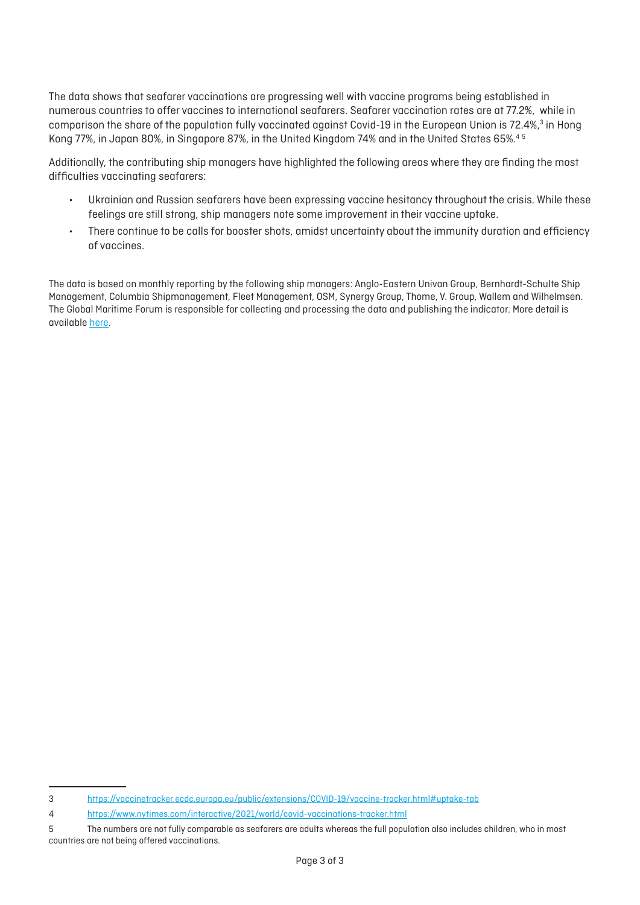The data shows that seafarer vaccinations are progressing well with vaccine programs being established in numerous countries to offer vaccines to international seafarers. Seafarer vaccination rates are at 77.2%, while in comparison the share of the population fully vaccinated against Covid-19 in the European Union is 72.4%,[3] in Hong Kong 77%, in Japan 80%, in Singapore 87%, in the United Kingdom 74% and in the United States 65%.[4] [5]

Additionally, the contributing ship managers have highlighted the following areas where they are finding the most difficulties vaccinating seafarers:

- Ukrainian and Russian seafarers have been expressing vaccine hesitancy throughout the crisis. While these feelings are still strong, ship managers note some improvement in their vaccine uptake.
- There continue to be calls for booster shots, amidst uncertainty about the immunity duration and efficiency of vaccines.

The data is based on monthly reporting by the following ship managers: Anglo-Eastern Univan Group, Bernhardt-Schulte Ship Management, Columbia Shipmanagement, Fleet Management, OSM, Synergy Group, Thome, V. Group, Wallem and Wilhelmsen. The Global Maritime Forum is responsible for collecting and processing the data and publishing the indicator. More detail is available here.

---

3 https://vaccinetracker.ecdc.europa.eu/public/extensions/COVID-19/vaccine-tracker.html#uptake-tab

4 https://www.nytimes.com/interactive/2021/world/covid-vaccinations-tracker.html

5 The numbers are not fully comparable as seafarers are adults whereas the full population also includes children, who in most countries are not being offered vaccinations.